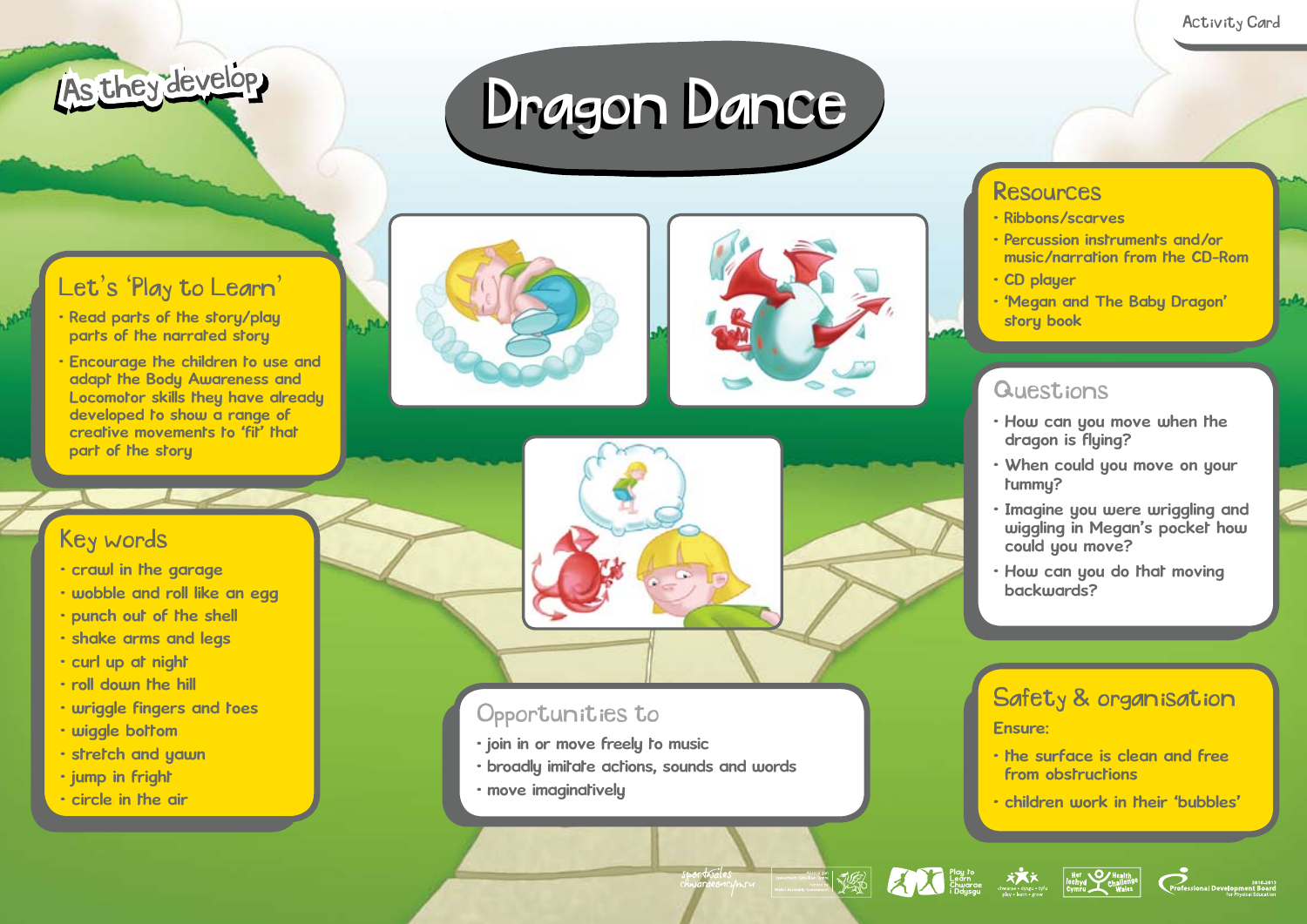Activity Card

As they develop

# Dragon Dance

## Let's 'Play to Learn'

- Read parts of the story/play parts of the narrated story
- Encourage the children to use and adapt the Body Awareness and Locomotor skills they have already developed to show a range of creative movements to 'fit' that part of the story

## Key words

- crawl in the garage
- wobble and roll like an egg
- punch out of the shell
- shake arms and legs
- curl up at night
- roll down the hill
- wriggle fingers and toes
- wiggle bottom
- stretch and yawn
- jump in fright
- circle in the air

## Opportunities to

- join in or move freely to music
- broadly imitate actions, sounds and words
- move imaginatively

## Resources

- Ribbons/scarves
- Percussion instruments and/or music/narration from the CD-Rom
- CD player
- 'Megan and The Baby Dragon' story book

## Questions

- How can you move when the dragon is flying?
- When could you move on your tummy?
- Imagine you were wriggling and wiggling in Megan's pocket how could you move?
- How can you do that moving backwards?

## Safety & organisation

Ensure:

- the surface is clean and free from obstructions
- children work in their 'bubbles'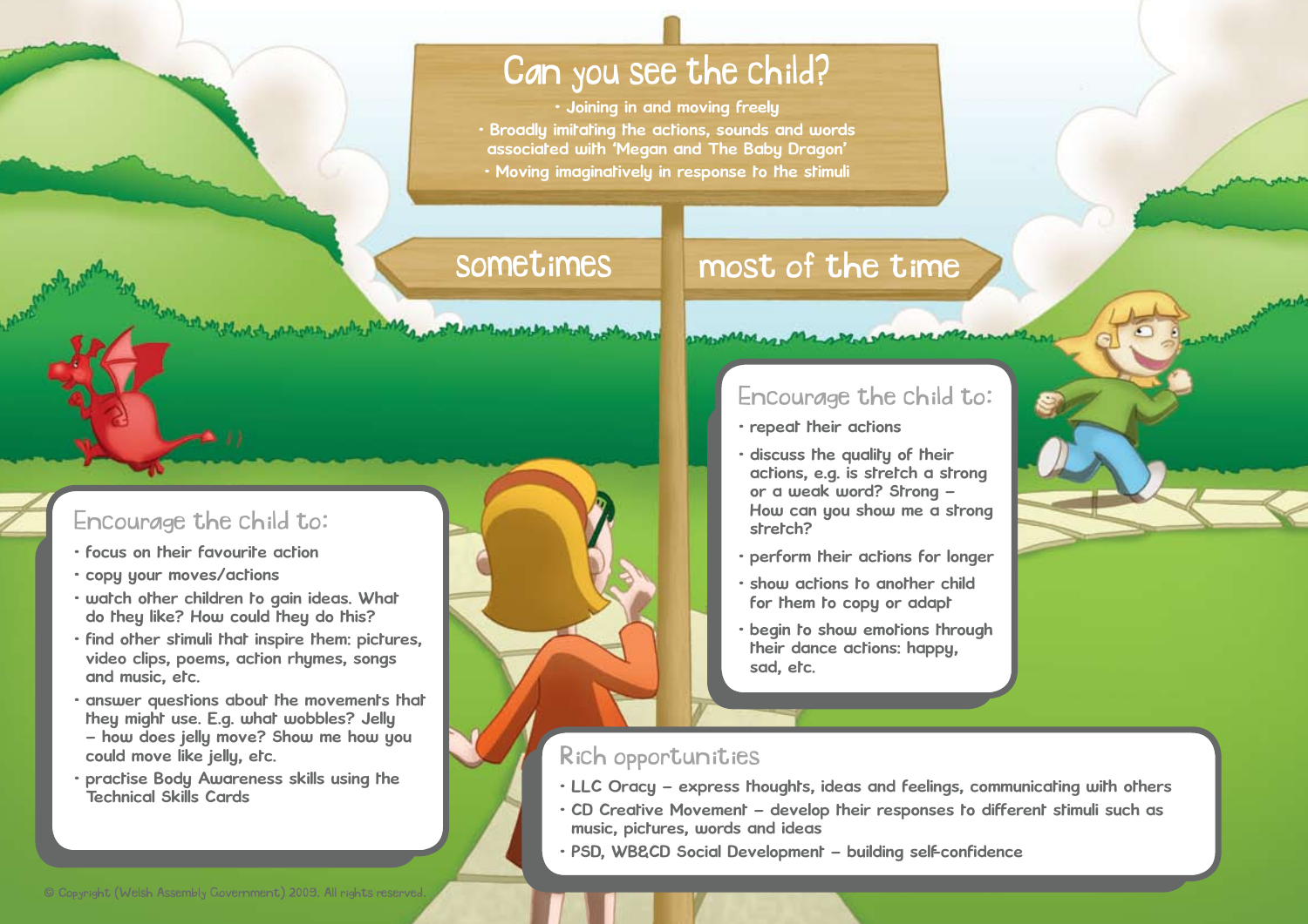# Can you see the child?

- Joining in and moving freely
- Broadly imitating the actions, sounds and words associated with 'Megan and The Baby Dragon'
- Moving imaginatively in response to the stimuli

## sometimes

### Encourage the child to:

- focus on their favourite action
- copy your moves/actions
- watch other children to gain ideas. What do they like? How could they do this?
- find other stimuli that inspire them: pictures, video clips, poems, action rhymes, songs and music, etc.
- answer questions about the movements that they might use. E.g. what wobbles? Jelly – how does jelly move? Show me how you could move like jelly, etc.
- practise Body Awareness skills using the Technical Skills Cards

## most of the time

### Encourage the child to:

- repeat their actions
- discuss the quality of their actions, e.g. is stretch a strong or a weak word? Strong – How can you show me a strong stretch?
- perform their actions for longer
- show actions to another child for them to copy or adapt
- begin to show emotions through their dance actions: happy, sad, etc.

### Rich opportunities

- LLC Oracy – express thoughts, ideas and feelings, communicating with others
- CD Creative Movement – develop their responses to different stimuli such as music, pictures, words and ideas
- PSD, WB&CD Social Development – building self-confidence

© Copyright (Welsh Assembly Government) 2009. All rights reserved.